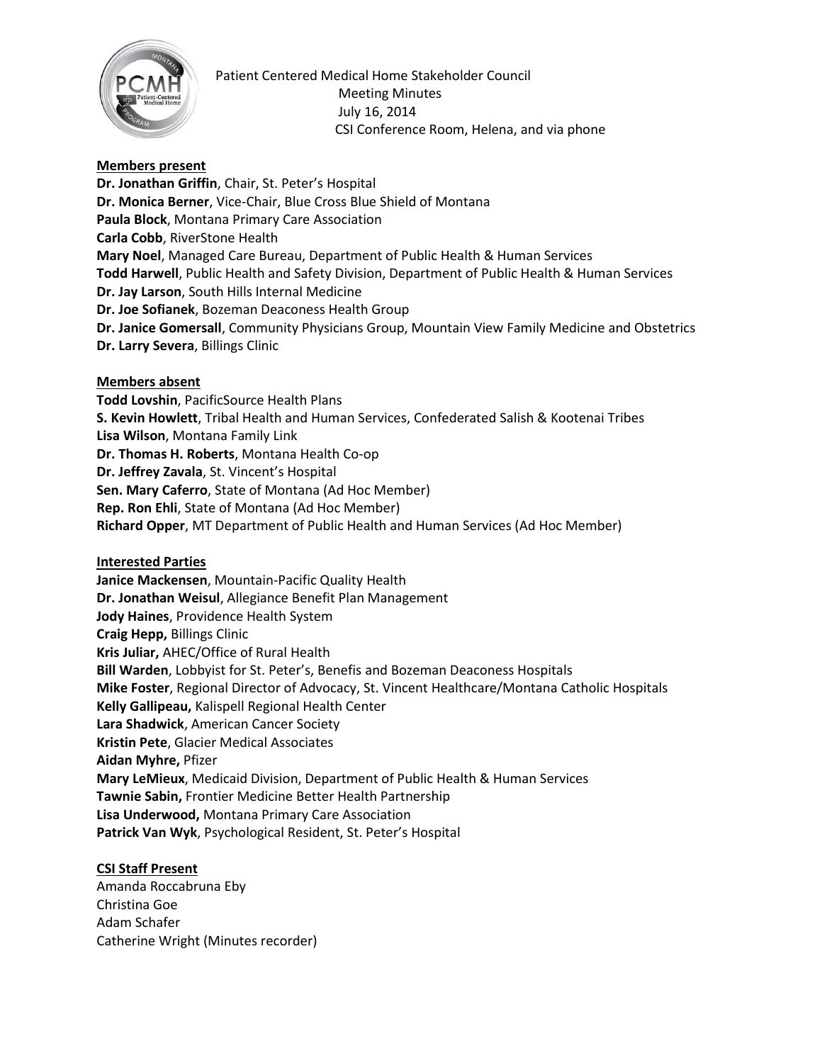Patient Centered Medical Home Stakeholder Council
Meeting Minutes
July 16, 2014
CSI Conference Room, Helena, and via phone

**Members present**

**Dr. Jonathan Griffin**, Chair, St. Peter's Hospital
**Dr. Monica Berner**, Vice-Chair, Blue Cross Blue Shield of Montana
**Paula Block**, Montana Primary Care Association
**Carla Cobb**, RiverStone Health
**Mary Noel**, Managed Care Bureau, Department of Public Health & Human Services
**Todd Harwell**, Public Health and Safety Division, Department of Public Health & Human Services
**Dr. Jay Larson**, South Hills Internal Medicine
**Dr. Joe Sofianek**, Bozeman Deaconess Health Group
**Dr. Janice Gomersall**, Community Physicians Group, Mountain View Family Medicine and Obstetrics
**Dr. Larry Severa**, Billings Clinic

**Members absent**

**Todd Lovshin**, PacificSource Health Plans
**S. Kevin Howlett**, Tribal Health and Human Services, Confederated Salish & Kootenai Tribes
**Lisa Wilson**, Montana Family Link
**Dr. Thomas H. Roberts**, Montana Health Co-op
**Dr. Jeffrey Zavala**, St. Vincent's Hospital
**Sen. Mary Caferro**, State of Montana (Ad Hoc Member)
**Rep. Ron Ehli**, State of Montana (Ad Hoc Member)
**Richard Opper**, MT Department of Public Health and Human Services (Ad Hoc Member)

**Interested Parties**

**Janice Mackensen**, Mountain-Pacific Quality Health
**Dr. Jonathan Weisul**, Allegiance Benefit Plan Management
**Jody Haines**, Providence Health System
**Craig Hepp,** Billings Clinic
**Kris Juliar,** AHEC/Office of Rural Health
**Bill Warden**, Lobbyist for St. Peter's, Benefis and Bozeman Deaconess Hospitals
**Mike Foster**, Regional Director of Advocacy, St. Vincent Healthcare/Montana Catholic Hospitals
**Kelly Gallipeau,** Kalispell Regional Health Center
**Lara Shadwick**, American Cancer Society
**Kristin Pete**, Glacier Medical Associates
**Aidan Myhre,** Pfizer
**Mary LeMieux**, Medicaid Division, Department of Public Health & Human Services
**Tawnie Sabin,** Frontier Medicine Better Health Partnership
**Lisa Underwood,** Montana Primary Care Association
**Patrick Van Wyk**, Psychological Resident, St. Peter's Hospital

**CSI Staff Present**

Amanda Roccabruna Eby
Christina Goe
Adam Schafer
Catherine Wright (Minutes recorder)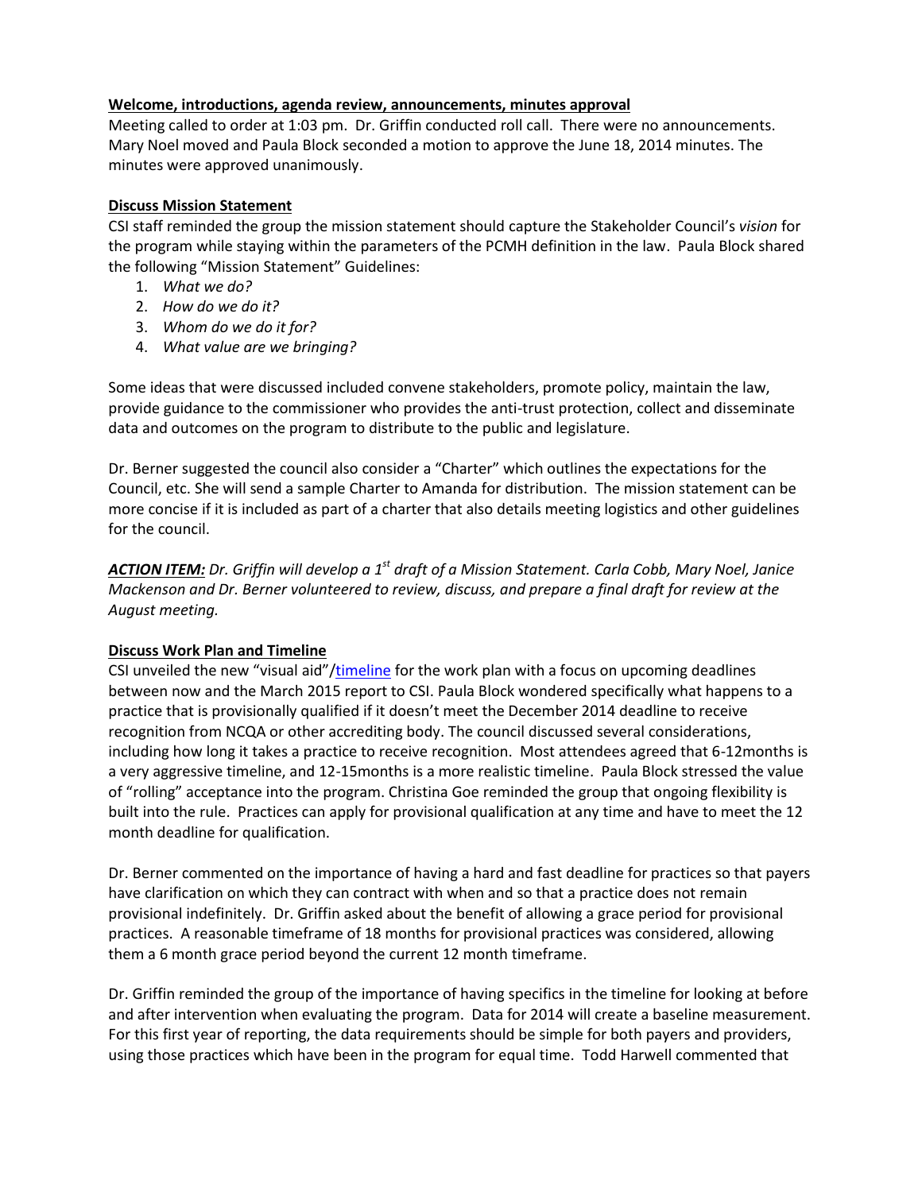**Welcome, introductions, agenda review, announcements, minutes approval**

Meeting called to order at 1:03 pm. Dr. Griffin conducted roll call. There were no announcements. Mary Noel moved and Paula Block seconded a motion to approve the June 18, 2014 minutes. The minutes were approved unanimously.

**Discuss Mission Statement**

CSI staff reminded the group the mission statement should capture the Stakeholder Council's *vision* for the program while staying within the parameters of the PCMH definition in the law. Paula Block shared the following "Mission Statement" Guidelines:

1. *What we do?*
2. *How do we do it?*
3. *Whom do we do it for?*
4. *What value are we bringing?*

Some ideas that were discussed included convene stakeholders, promote policy, maintain the law, provide guidance to the commissioner who provides the anti-trust protection, collect and disseminate data and outcomes on the program to distribute to the public and legislature.

Dr. Berner suggested the council also consider a "Charter" which outlines the expectations for the Council, etc. She will send a sample Charter to Amanda for distribution. The mission statement can be more concise if it is included as part of a charter that also details meeting logistics and other guidelines for the council.

***ACTION ITEM:*** *Dr. Griffin will develop a 1st draft of a Mission Statement. Carla Cobb, Mary Noel, Janice Mackenson and Dr. Berner volunteered to review, discuss, and prepare a final draft for review at the August meeting.*

**Discuss Work Plan and Timeline**

CSI unveiled the new "visual aid"/timeline for the work plan with a focus on upcoming deadlines between now and the March 2015 report to CSI. Paula Block wondered specifically what happens to a practice that is provisionally qualified if it doesn't meet the December 2014 deadline to receive recognition from NCQA or other accrediting body. The council discussed several considerations, including how long it takes a practice to receive recognition. Most attendees agreed that 6-12months is a very aggressive timeline, and 12-15months is a more realistic timeline. Paula Block stressed the value of "rolling" acceptance into the program. Christina Goe reminded the group that ongoing flexibility is built into the rule. Practices can apply for provisional qualification at any time and have to meet the 12 month deadline for qualification.

Dr. Berner commented on the importance of having a hard and fast deadline for practices so that payers have clarification on which they can contract with when and so that a practice does not remain provisional indefinitely. Dr. Griffin asked about the benefit of allowing a grace period for provisional practices. A reasonable timeframe of 18 months for provisional practices was considered, allowing them a 6 month grace period beyond the current 12 month timeframe.

Dr. Griffin reminded the group of the importance of having specifics in the timeline for looking at before and after intervention when evaluating the program. Data for 2014 will create a baseline measurement. For this first year of reporting, the data requirements should be simple for both payers and providers, using those practices which have been in the program for equal time. Todd Harwell commented that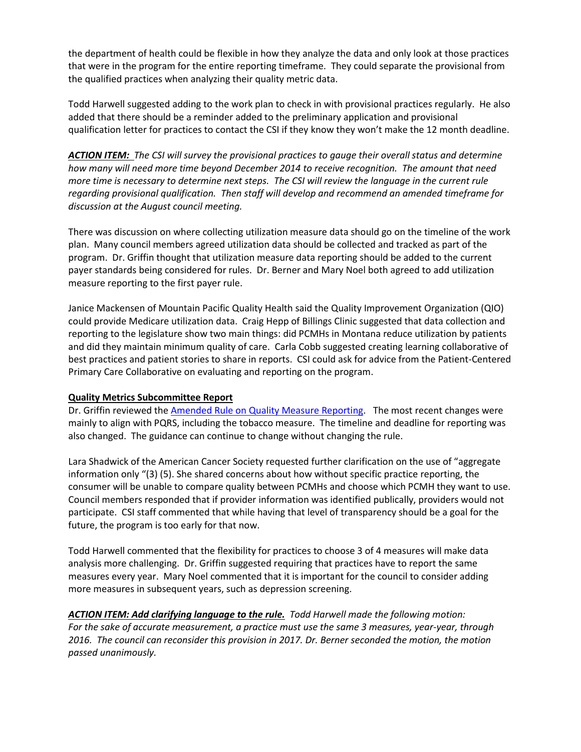the department of health could be flexible in how they analyze the data and only look at those practices that were in the program for the entire reporting timeframe. They could separate the provisional from the qualified practices when analyzing their quality metric data.

Todd Harwell suggested adding to the work plan to check in with provisional practices regularly. He also added that there should be a reminder added to the preliminary application and provisional qualification letter for practices to contact the CSI if they know they won't make the 12 month deadline.

***ACTION ITEM:*** *The CSI will survey the provisional practices to gauge their overall status and determine how many will need more time beyond December 2014 to receive recognition. The amount that need more time is necessary to determine next steps. The CSI will review the language in the current rule regarding provisional qualification. Then staff will develop and recommend an amended timeframe for discussion at the August council meeting.*

There was discussion on where collecting utilization measure data should go on the timeline of the work plan. Many council members agreed utilization data should be collected and tracked as part of the program. Dr. Griffin thought that utilization measure data reporting should be added to the current payer standards being considered for rules. Dr. Berner and Mary Noel both agreed to add utilization measure reporting to the first payer rule.

Janice Mackensen of Mountain Pacific Quality Health said the Quality Improvement Organization (QIO) could provide Medicare utilization data. Craig Hepp of Billings Clinic suggested that data collection and reporting to the legislature show two main things: did PCMHs in Montana reduce utilization by patients and did they maintain minimum quality of care. Carla Cobb suggested creating learning collaborative of best practices and patient stories to share in reports. CSI could ask for advice from the Patient-Centered Primary Care Collaborative on evaluating and reporting on the program.

**Quality Metrics Subcommittee Report**

Dr. Griffin reviewed the Amended Rule on Quality Measure Reporting. The most recent changes were mainly to align with PQRS, including the tobacco measure. The timeline and deadline for reporting was also changed. The guidance can continue to change without changing the rule.

Lara Shadwick of the American Cancer Society requested further clarification on the use of "aggregate information only "(3) (5). She shared concerns about how without specific practice reporting, the consumer will be unable to compare quality between PCMHs and choose which PCMH they want to use. Council members responded that if provider information was identified publically, providers would not participate. CSI staff commented that while having that level of transparency should be a goal for the future, the program is too early for that now.

Todd Harwell commented that the flexibility for practices to choose 3 of 4 measures will make data analysis more challenging. Dr. Griffin suggested requiring that practices have to report the same measures every year. Mary Noel commented that it is important for the council to consider adding more measures in subsequent years, such as depression screening.

***ACTION ITEM: Add clarifying language to the rule.*** *Todd Harwell made the following motion: For the sake of accurate measurement, a practice must use the same 3 measures, year-year, through 2016. The council can reconsider this provision in 2017. Dr. Berner seconded the motion, the motion passed unanimously.*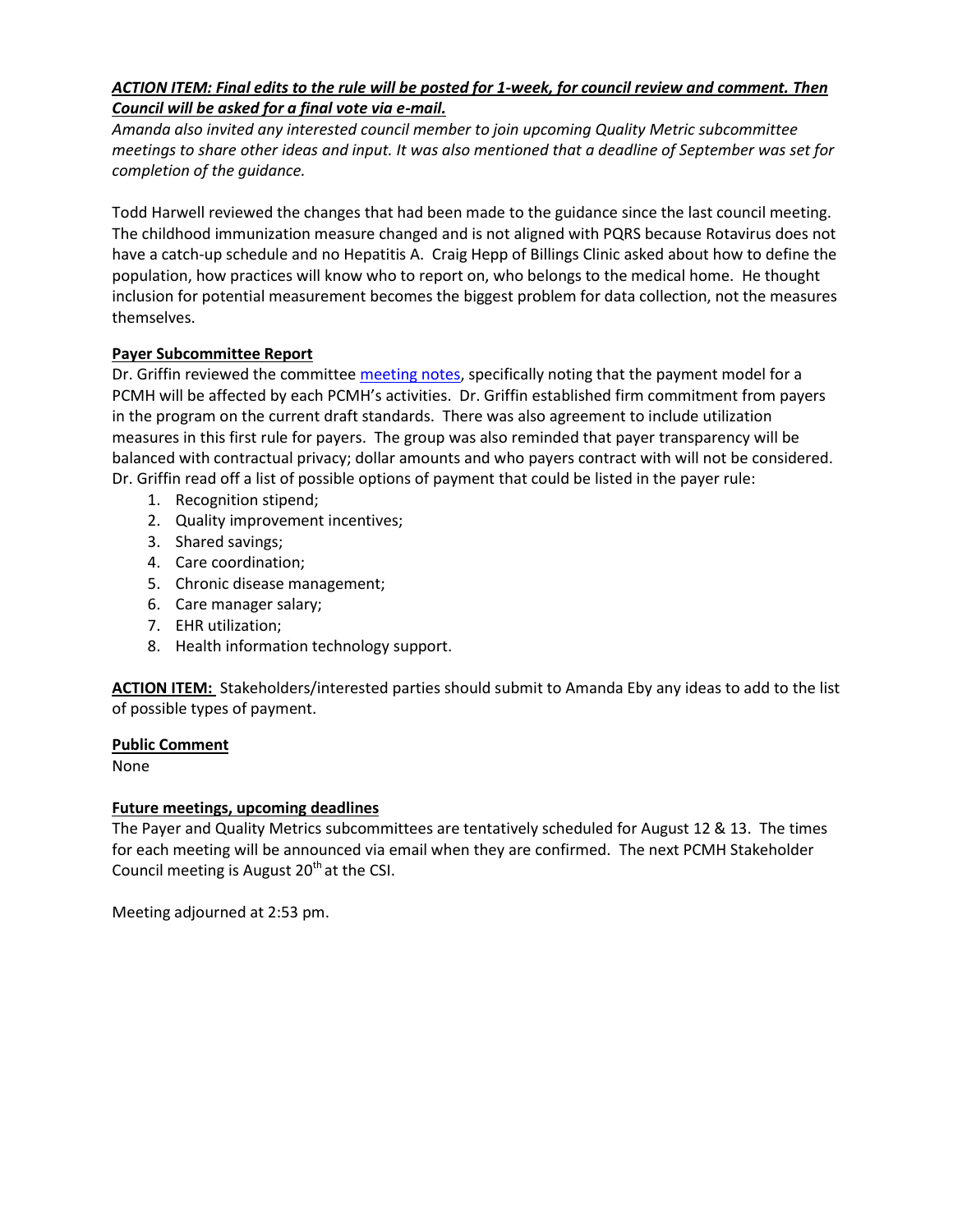***ACTION ITEM: Final edits to the rule will be posted for 1-week, for council review and comment. Then Council will be asked for a final vote via e-mail.***

*Amanda also invited any interested council member to join upcoming Quality Metric subcommittee meetings to share other ideas and input. It was also mentioned that a deadline of September was set for completion of the guidance.*

Todd Harwell reviewed the changes that had been made to the guidance since the last council meeting. The childhood immunization measure changed and is not aligned with PQRS because Rotavirus does not have a catch-up schedule and no Hepatitis A. Craig Hepp of Billings Clinic asked about how to define the population, how practices will know who to report on, who belongs to the medical home. He thought inclusion for potential measurement becomes the biggest problem for data collection, not the measures themselves.

**Payer Subcommittee Report**

Dr. Griffin reviewed the committee meeting notes, specifically noting that the payment model for a PCMH will be affected by each PCMH's activities. Dr. Griffin established firm commitment from payers in the program on the current draft standards. There was also agreement to include utilization measures in this first rule for payers. The group was also reminded that payer transparency will be balanced with contractual privacy; dollar amounts and who payers contract with will not be considered. Dr. Griffin read off a list of possible options of payment that could be listed in the payer rule:

1. Recognition stipend;
2. Quality improvement incentives;
3. Shared savings;
4. Care coordination;
5. Chronic disease management;
6. Care manager salary;
7. EHR utilization;
8. Health information technology support.

**ACTION ITEM:** Stakeholders/interested parties should submit to Amanda Eby any ideas to add to the list of possible types of payment.

**Public Comment**

None

**Future meetings, upcoming deadlines**

The Payer and Quality Metrics subcommittees are tentatively scheduled for August 12 & 13. The times for each meeting will be announced via email when they are confirmed. The next PCMH Stakeholder Council meeting is August 20th at the CSI.

Meeting adjourned at 2:53 pm.